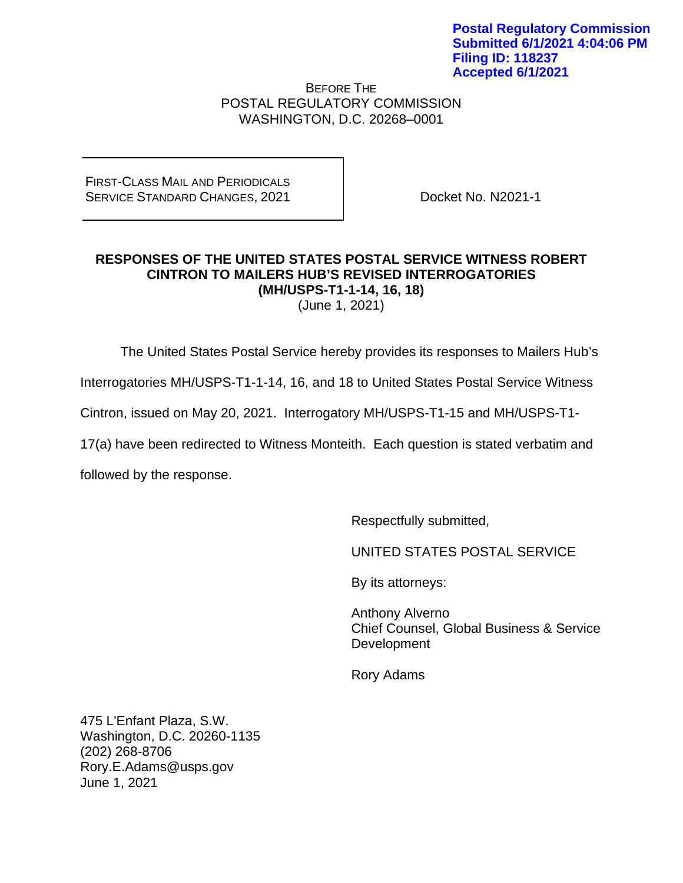**Postal Regulatory Commission**
**Submitted 6/1/2021 4:04:06 PM**
**Filing ID: 118237**
**Accepted 6/1/2021**

BEFORE THE
POSTAL REGULATORY COMMISSION
WASHINGTON, D.C. 20268–0001

| | |
|---|---|
| FIRST-CLASS MAIL AND PERIODICALS SERVICE STANDARD CHANGES, 2021 | Docket No. N2021-1 |

**RESPONSES OF THE UNITED STATES POSTAL SERVICE WITNESS ROBERT CINTRON TO MAILERS HUB'S REVISED INTERROGATORIES (MH/USPS-T1-1-14, 16, 18)**
(June 1, 2021)

The United States Postal Service hereby provides its responses to Mailers Hub's Interrogatories MH/USPS-T1-1-14, 16, and 18 to United States Postal Service Witness Cintron, issued on May 20, 2021. Interrogatory MH/USPS-T1-15 and MH/USPS-T1-17(a) have been redirected to Witness Monteith. Each question is stated verbatim and followed by the response.

Respectfully submitted,

UNITED STATES POSTAL SERVICE

By its attorneys:

Anthony Alverno
Chief Counsel, Global Business & Service Development

Rory Adams

475 L'Enfant Plaza, S.W.
Washington, D.C. 20260-1135
(202) 268-8706
Rory.E.Adams@usps.gov
June 1, 2021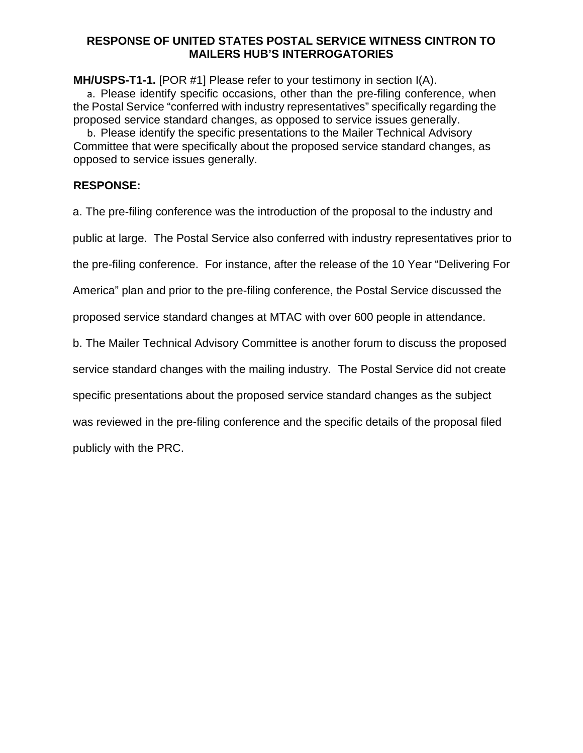**RESPONSE OF UNITED STATES POSTAL SERVICE WITNESS CINTRON TO MAILERS HUB'S INTERROGATORIES**

**MH/USPS-T1-1.** [POR #1] Please refer to your testimony in section I(A).

a. Please identify specific occasions, other than the pre-filing conference, when the Postal Service "conferred with industry representatives" specifically regarding the proposed service standard changes, as opposed to service issues generally.

b. Please identify the specific presentations to the Mailer Technical Advisory Committee that were specifically about the proposed service standard changes, as opposed to service issues generally.

**RESPONSE:**

a. The pre-filing conference was the introduction of the proposal to the industry and public at large. The Postal Service also conferred with industry representatives prior to the pre-filing conference. For instance, after the release of the 10 Year "Delivering For America" plan and prior to the pre-filing conference, the Postal Service discussed the proposed service standard changes at MTAC with over 600 people in attendance.

b. The Mailer Technical Advisory Committee is another forum to discuss the proposed service standard changes with the mailing industry. The Postal Service did not create specific presentations about the proposed service standard changes as the subject was reviewed in the pre-filing conference and the specific details of the proposal filed publicly with the PRC.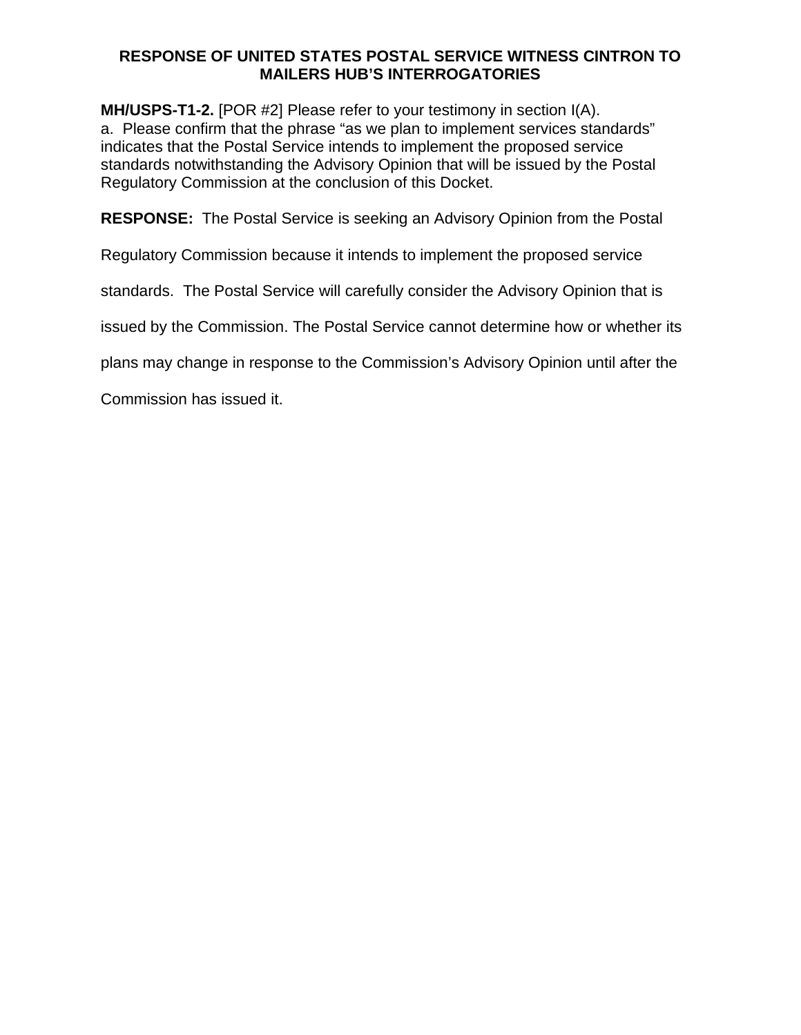**RESPONSE OF UNITED STATES POSTAL SERVICE WITNESS CINTRON TO MAILERS HUB'S INTERROGATORIES**

**MH/USPS-T1-2.** [POR #2] Please refer to your testimony in section I(A).
a. Please confirm that the phrase "as we plan to implement services standards" indicates that the Postal Service intends to implement the proposed service standards notwithstanding the Advisory Opinion that will be issued by the Postal Regulatory Commission at the conclusion of this Docket.

**RESPONSE:** The Postal Service is seeking an Advisory Opinion from the Postal Regulatory Commission because it intends to implement the proposed service standards. The Postal Service will carefully consider the Advisory Opinion that is issued by the Commission. The Postal Service cannot determine how or whether its plans may change in response to the Commission's Advisory Opinion until after the Commission has issued it.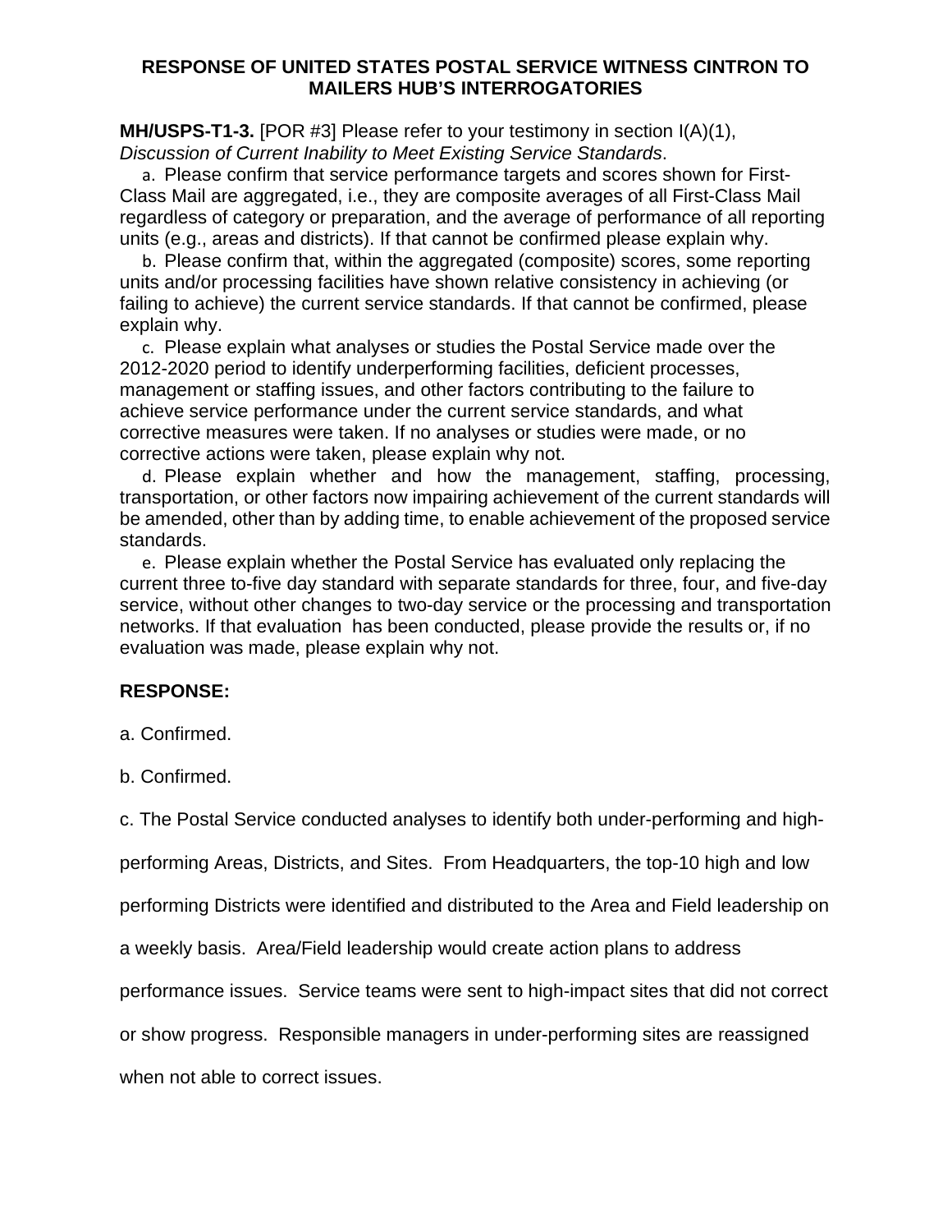**RESPONSE OF UNITED STATES POSTAL SERVICE WITNESS CINTRON TO MAILERS HUB'S INTERROGATORIES**

**MH/USPS-T1-3.** [POR #3] Please refer to your testimony in section I(A)(1), *Discussion of Current Inability to Meet Existing Service Standards*.

a. Please confirm that service performance targets and scores shown for First-Class Mail are aggregated, i.e., they are composite averages of all First-Class Mail regardless of category or preparation, and the average of performance of all reporting units (e.g., areas and districts). If that cannot be confirmed please explain why.

b. Please confirm that, within the aggregated (composite) scores, some reporting units and/or processing facilities have shown relative consistency in achieving (or failing to achieve) the current service standards. If that cannot be confirmed, please explain why.

c. Please explain what analyses or studies the Postal Service made over the 2012-2020 period to identify underperforming facilities, deficient processes, management or staffing issues, and other factors contributing to the failure to achieve service performance under the current service standards, and what corrective measures were taken. If no analyses or studies were made, or no corrective actions were taken, please explain why not.

d. Please explain whether and how the management, staffing, processing, transportation, or other factors now impairing achievement of the current standards will be amended, other than by adding time, to enable achievement of the proposed service standards.

e. Please explain whether the Postal Service has evaluated only replacing the current three to-five day standard with separate standards for three, four, and five-day service, without other changes to two-day service or the processing and transportation networks. If that evaluation has been conducted, please provide the results or, if no evaluation was made, please explain why not.

**RESPONSE:**

a. Confirmed.

b. Confirmed.

c. The Postal Service conducted analyses to identify both under-performing and high-performing Areas, Districts, and Sites. From Headquarters, the top-10 high and low performing Districts were identified and distributed to the Area and Field leadership on a weekly basis. Area/Field leadership would create action plans to address performance issues. Service teams were sent to high-impact sites that did not correct or show progress. Responsible managers in under-performing sites are reassigned when not able to correct issues.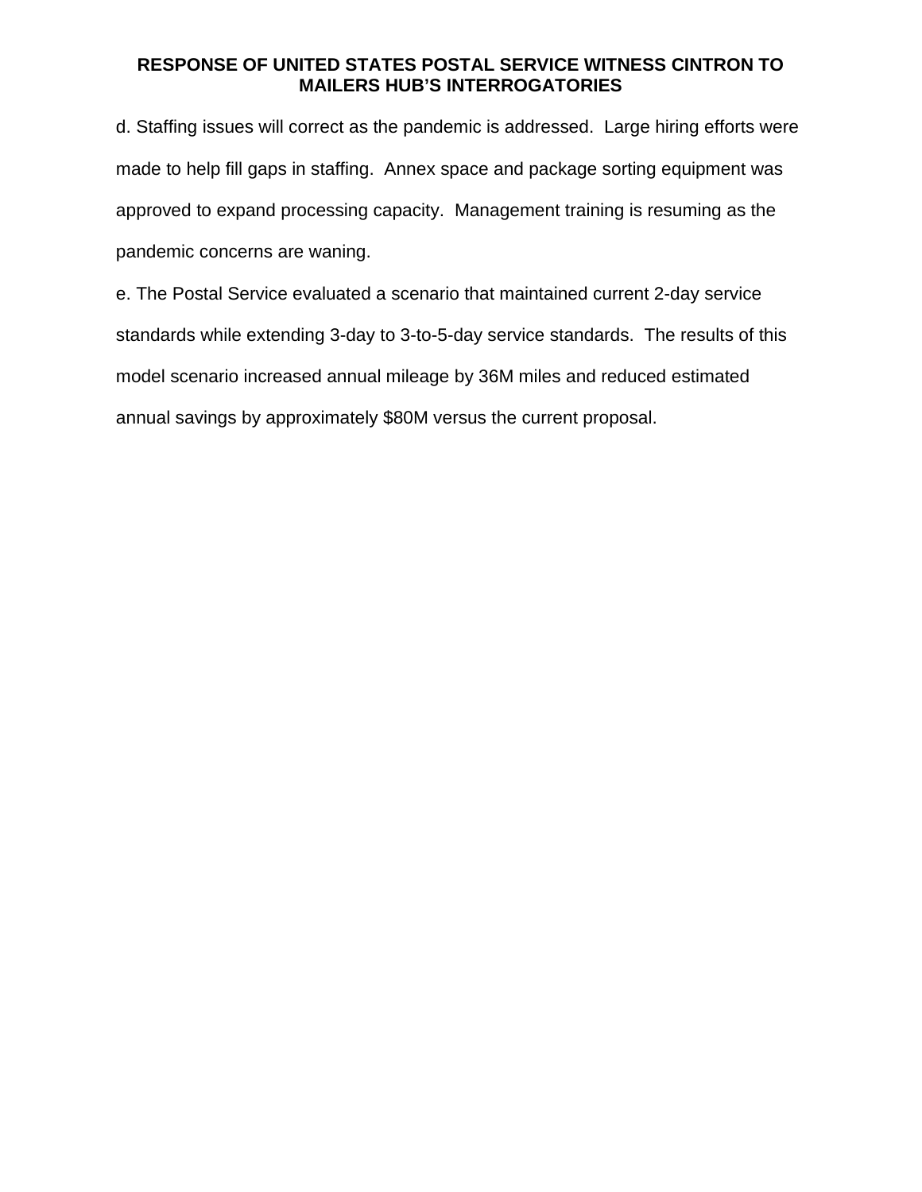d. Staffing issues will correct as the pandemic is addressed. Large hiring efforts were made to help fill gaps in staffing. Annex space and package sorting equipment was approved to expand processing capacity. Management training is resuming as the pandemic concerns are waning.

e. The Postal Service evaluated a scenario that maintained current 2-day service standards while extending 3-day to 3-to-5-day service standards. The results of this model scenario increased annual mileage by 36M miles and reduced estimated annual savings by approximately $80M versus the current proposal.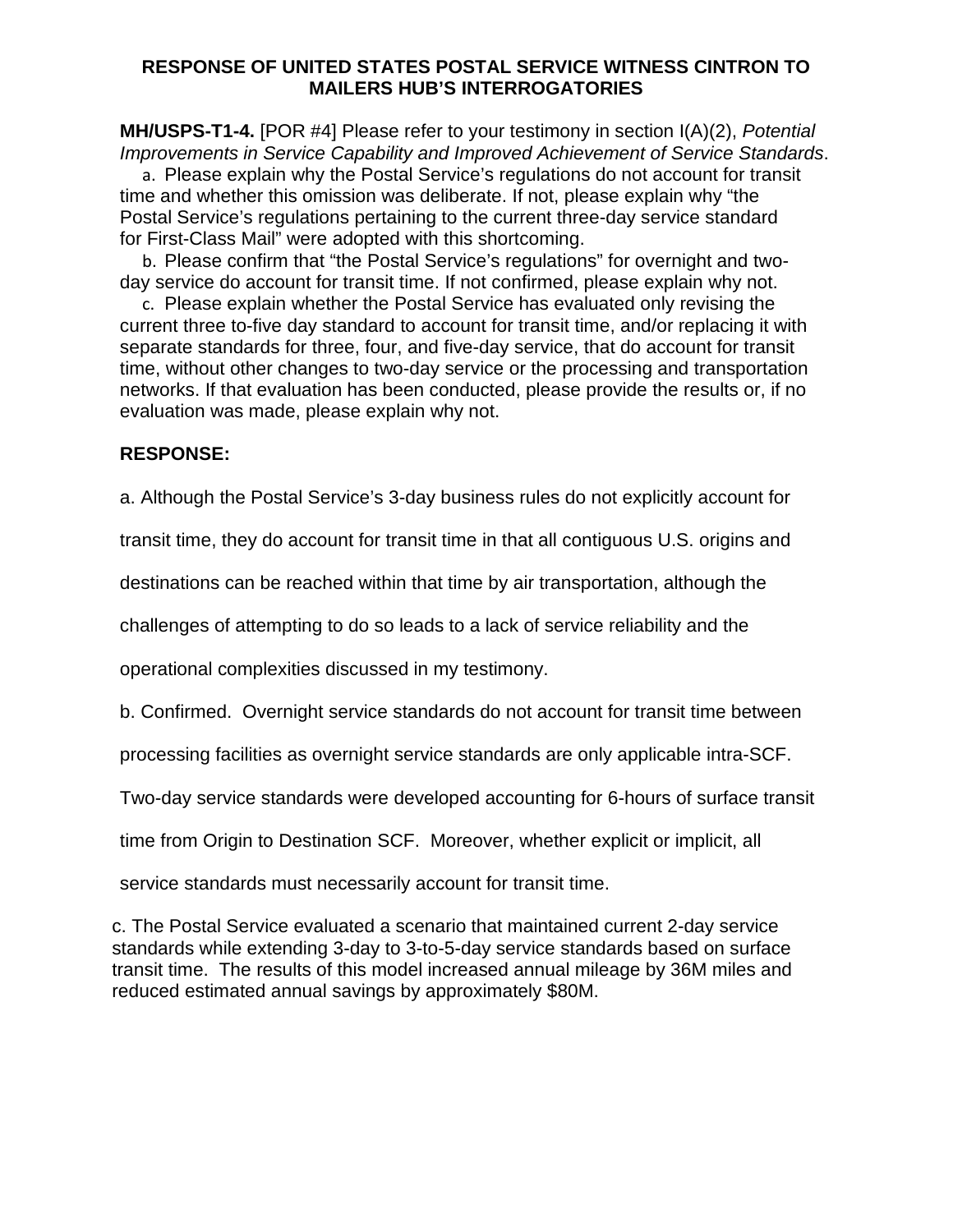**RESPONSE OF UNITED STATES POSTAL SERVICE WITNESS CINTRON TO MAILERS HUB'S INTERROGATORIES**

**MH/USPS-T1-4.** [POR #4] Please refer to your testimony in section I(A)(2), *Potential Improvements in Service Capability and Improved Achievement of Service Standards*.

a. Please explain why the Postal Service's regulations do not account for transit time and whether this omission was deliberate. If not, please explain why "the Postal Service's regulations pertaining to the current three-day service standard for First-Class Mail" were adopted with this shortcoming.

b. Please confirm that "the Postal Service's regulations" for overnight and two-day service do account for transit time. If not confirmed, please explain why not.

c. Please explain whether the Postal Service has evaluated only revising the current three to-five day standard to account for transit time, and/or replacing it with separate standards for three, four, and five-day service, that do account for transit time, without other changes to two-day service or the processing and transportation networks. If that evaluation has been conducted, please provide the results or, if no evaluation was made, please explain why not.

**RESPONSE:**

a. Although the Postal Service's 3-day business rules do not explicitly account for transit time, they do account for transit time in that all contiguous U.S. origins and destinations can be reached within that time by air transportation, although the challenges of attempting to do so leads to a lack of service reliability and the operational complexities discussed in my testimony.

b. Confirmed. Overnight service standards do not account for transit time between processing facilities as overnight service standards are only applicable intra-SCF. Two-day service standards were developed accounting for 6-hours of surface transit time from Origin to Destination SCF. Moreover, whether explicit or implicit, all service standards must necessarily account for transit time.

c. The Postal Service evaluated a scenario that maintained current 2-day service standards while extending 3-day to 3-to-5-day service standards based on surface transit time. The results of this model increased annual mileage by 36M miles and reduced estimated annual savings by approximately $80M.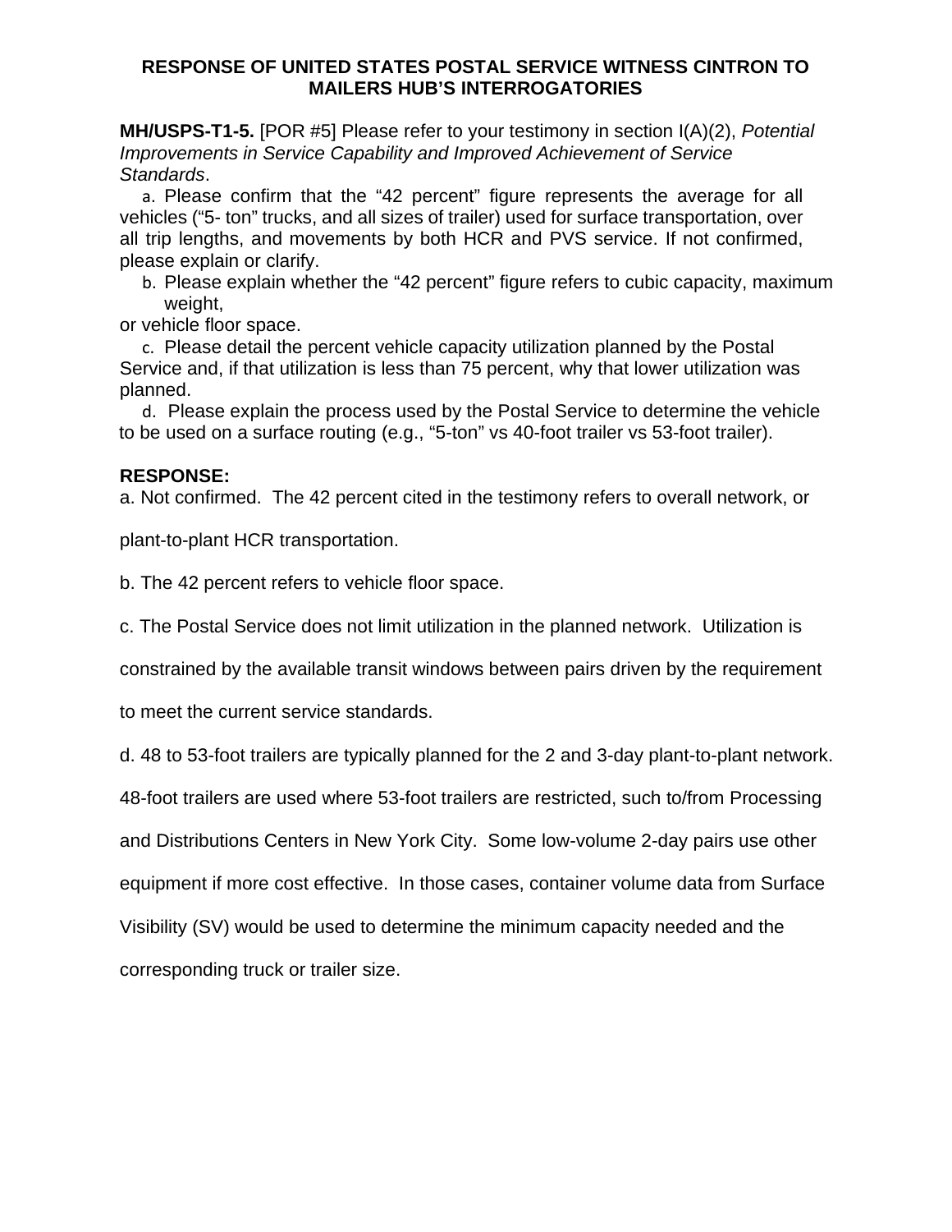**RESPONSE OF UNITED STATES POSTAL SERVICE WITNESS CINTRON TO MAILERS HUB'S INTERROGATORIES**

**MH/USPS-T1-5.** [POR #5] Please refer to your testimony in section I(A)(2), *Potential Improvements in Service Capability and Improved Achievement of Service Standards*.

a. Please confirm that the "42 percent" figure represents the average for all vehicles ("5- ton" trucks, and all sizes of trailer) used for surface transportation, over all trip lengths, and movements by both HCR and PVS service. If not confirmed, please explain or clarify.

b. Please explain whether the "42 percent" figure refers to cubic capacity, maximum weight, or vehicle floor space.

c. Please detail the percent vehicle capacity utilization planned by the Postal Service and, if that utilization is less than 75 percent, why that lower utilization was planned.

d. Please explain the process used by the Postal Service to determine the vehicle to be used on a surface routing (e.g., "5-ton" vs 40-foot trailer vs 53-foot trailer).

**RESPONSE:**

a. Not confirmed. The 42 percent cited in the testimony refers to overall network, or plant-to-plant HCR transportation.

b. The 42 percent refers to vehicle floor space.

c. The Postal Service does not limit utilization in the planned network. Utilization is constrained by the available transit windows between pairs driven by the requirement to meet the current service standards.

d. 48 to 53-foot trailers are typically planned for the 2 and 3-day plant-to-plant network. 48-foot trailers are used where 53-foot trailers are restricted, such to/from Processing and Distributions Centers in New York City. Some low-volume 2-day pairs use other equipment if more cost effective. In those cases, container volume data from Surface Visibility (SV) would be used to determine the minimum capacity needed and the corresponding truck or trailer size.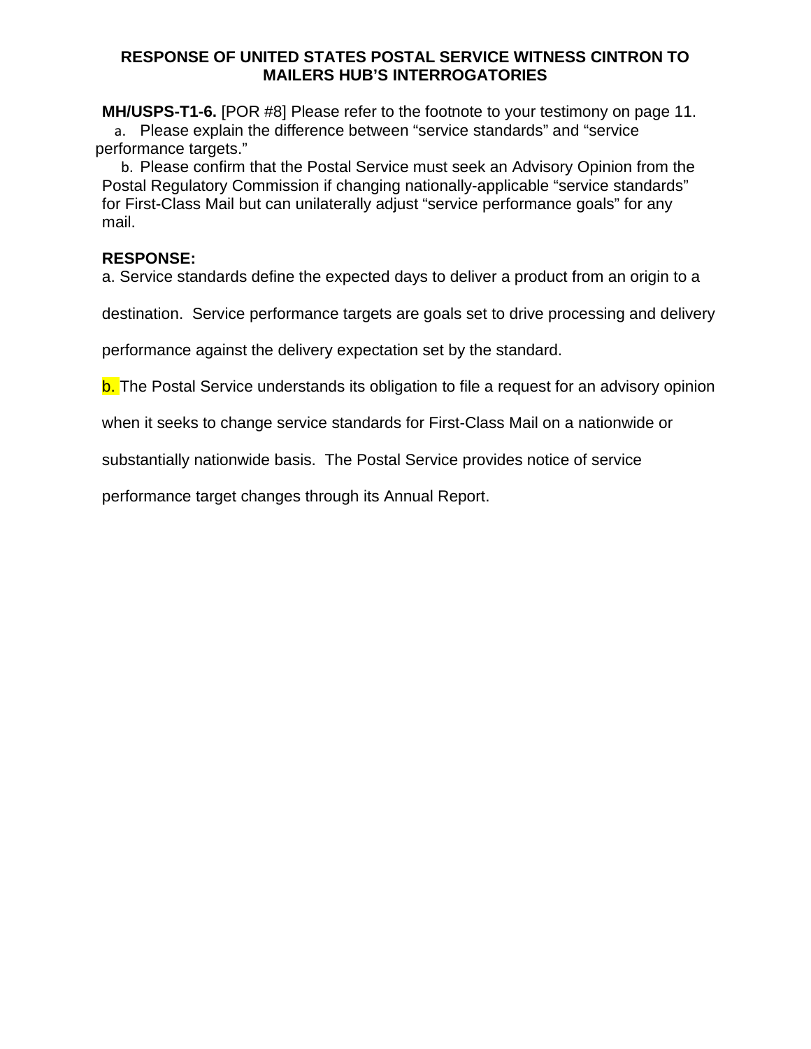**RESPONSE OF UNITED STATES POSTAL SERVICE WITNESS CINTRON TO MAILERS HUB'S INTERROGATORIES**

**MH/USPS-T1-6.** [POR #8] Please refer to the footnote to your testimony on page 11.

a. Please explain the difference between "service standards" and "service performance targets."

b. Please confirm that the Postal Service must seek an Advisory Opinion from the Postal Regulatory Commission if changing nationally-applicable "service standards" for First-Class Mail but can unilaterally adjust "service performance goals" for any mail.

**RESPONSE:**

a. Service standards define the expected days to deliver a product from an origin to a destination. Service performance targets are goals set to drive processing and delivery performance against the delivery expectation set by the standard.

b. The Postal Service understands its obligation to file a request for an advisory opinion when it seeks to change service standards for First-Class Mail on a nationwide or substantially nationwide basis. The Postal Service provides notice of service performance target changes through its Annual Report.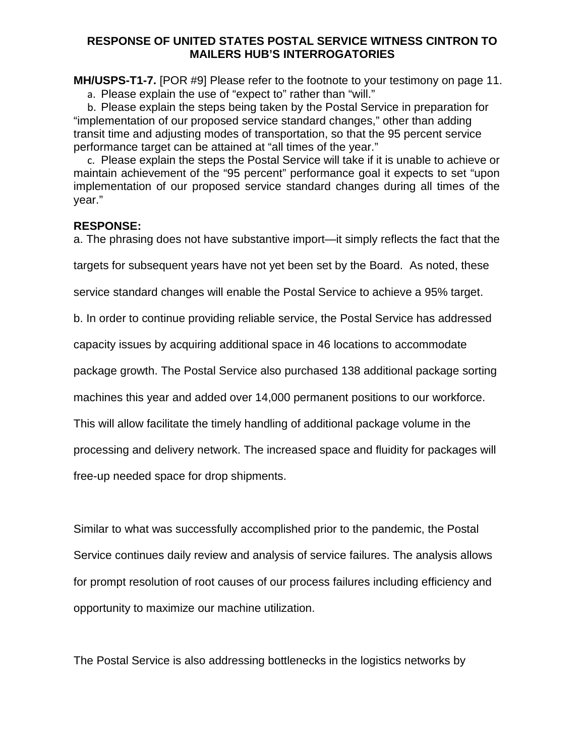**RESPONSE OF UNITED STATES POSTAL SERVICE WITNESS CINTRON TO MAILERS HUB'S INTERROGATORIES**

**MH/USPS-T1-7.** [POR #9] Please refer to the footnote to your testimony on page 11.

a. Please explain the use of "expect to" rather than "will."

b. Please explain the steps being taken by the Postal Service in preparation for "implementation of our proposed service standard changes," other than adding transit time and adjusting modes of transportation, so that the 95 percent service performance target can be attained at "all times of the year."

c. Please explain the steps the Postal Service will take if it is unable to achieve or maintain achievement of the "95 percent" performance goal it expects to set "upon implementation of our proposed service standard changes during all times of the year."

**RESPONSE:**

a. The phrasing does not have substantive import—it simply reflects the fact that the targets for subsequent years have not yet been set by the Board. As noted, these service standard changes will enable the Postal Service to achieve a 95% target.

b. In order to continue providing reliable service, the Postal Service has addressed capacity issues by acquiring additional space in 46 locations to accommodate package growth. The Postal Service also purchased 138 additional package sorting machines this year and added over 14,000 permanent positions to our workforce. This will allow facilitate the timely handling of additional package volume in the processing and delivery network. The increased space and fluidity for packages will free-up needed space for drop shipments.

Similar to what was successfully accomplished prior to the pandemic, the Postal Service continues daily review and analysis of service failures. The analysis allows for prompt resolution of root causes of our process failures including efficiency and opportunity to maximize our machine utilization.

The Postal Service is also addressing bottlenecks in the logistics networks by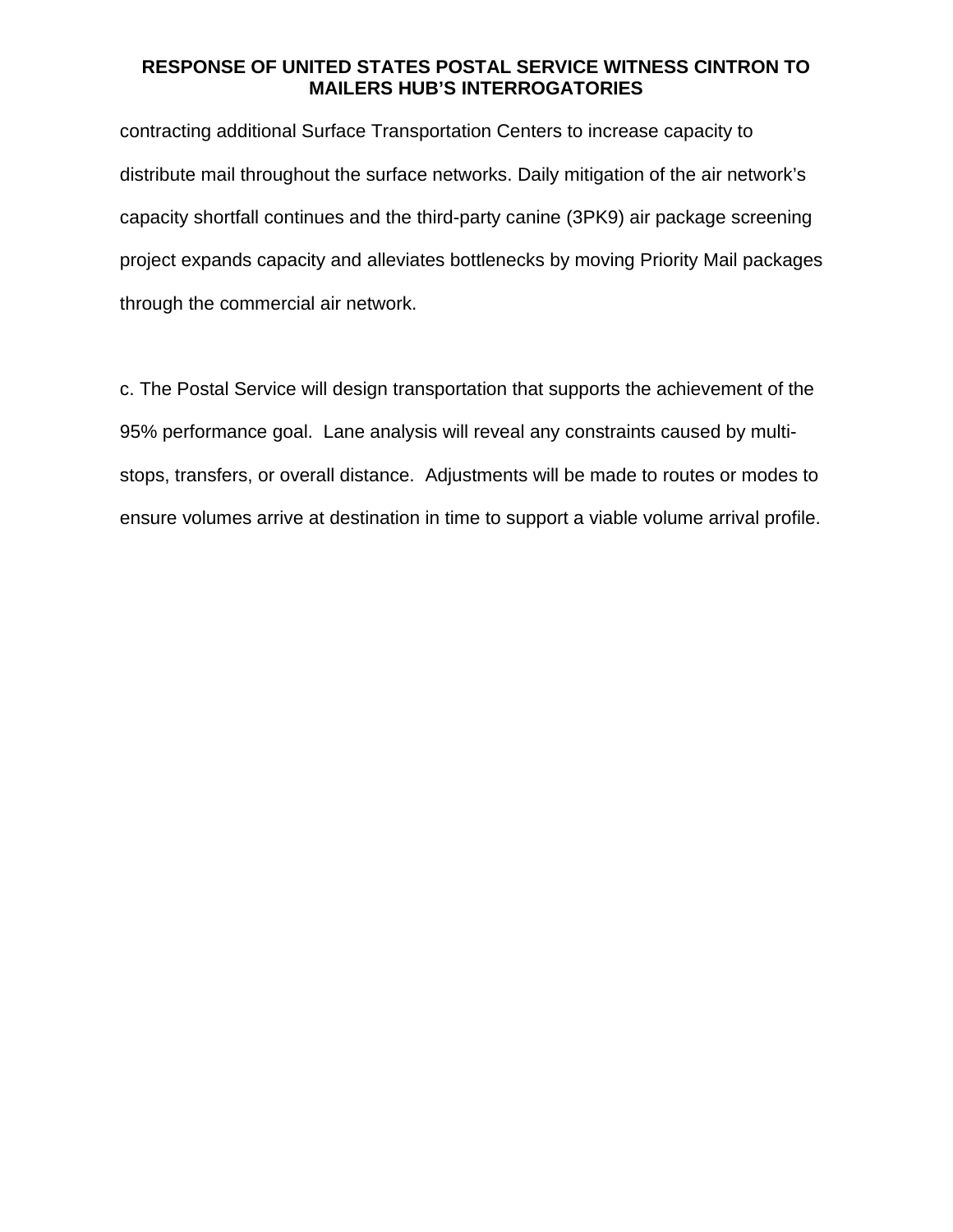contracting additional Surface Transportation Centers to increase capacity to distribute mail throughout the surface networks. Daily mitigation of the air network's capacity shortfall continues and the third-party canine (3PK9) air package screening project expands capacity and alleviates bottlenecks by moving Priority Mail packages through the commercial air network.

c. The Postal Service will design transportation that supports the achievement of the 95% performance goal. Lane analysis will reveal any constraints caused by multi-stops, transfers, or overall distance. Adjustments will be made to routes or modes to ensure volumes arrive at destination in time to support a viable volume arrival profile.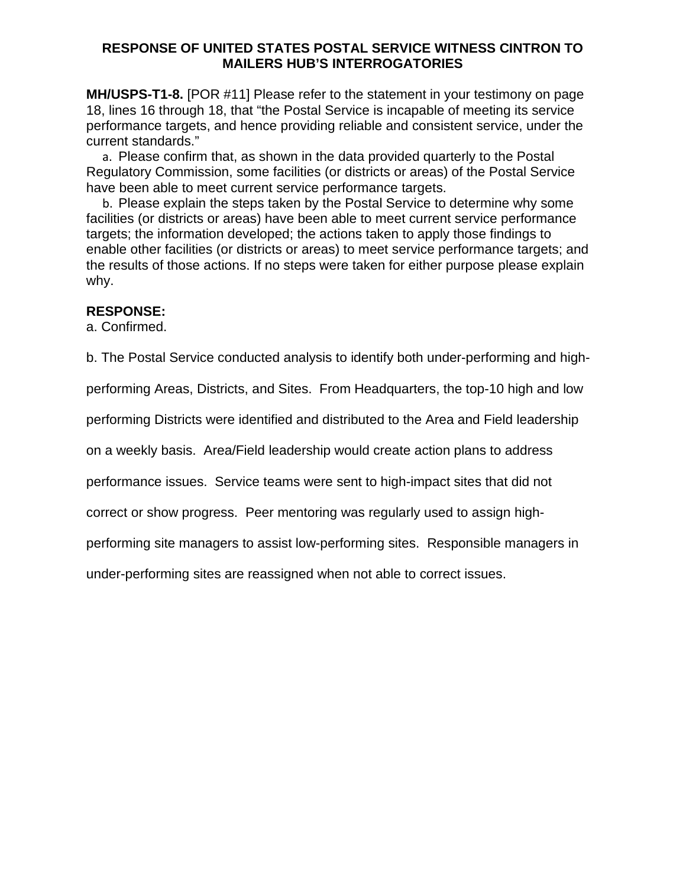**RESPONSE OF UNITED STATES POSTAL SERVICE WITNESS CINTRON TO MAILERS HUB'S INTERROGATORIES**

**MH/USPS-T1-8.** [POR #11] Please refer to the statement in your testimony on page 18, lines 16 through 18, that "the Postal Service is incapable of meeting its service performance targets, and hence providing reliable and consistent service, under the current standards."

a. Please confirm that, as shown in the data provided quarterly to the Postal Regulatory Commission, some facilities (or districts or areas) of the Postal Service have been able to meet current service performance targets.

b. Please explain the steps taken by the Postal Service to determine why some facilities (or districts or areas) have been able to meet current service performance targets; the information developed; the actions taken to apply those findings to enable other facilities (or districts or areas) to meet service performance targets; and the results of those actions. If no steps were taken for either purpose please explain why.

**RESPONSE:**

a. Confirmed.

b. The Postal Service conducted analysis to identify both under-performing and high-performing Areas, Districts, and Sites. From Headquarters, the top-10 high and low performing Districts were identified and distributed to the Area and Field leadership on a weekly basis. Area/Field leadership would create action plans to address performance issues. Service teams were sent to high-impact sites that did not correct or show progress. Peer mentoring was regularly used to assign high-performing site managers to assist low-performing sites. Responsible managers in under-performing sites are reassigned when not able to correct issues.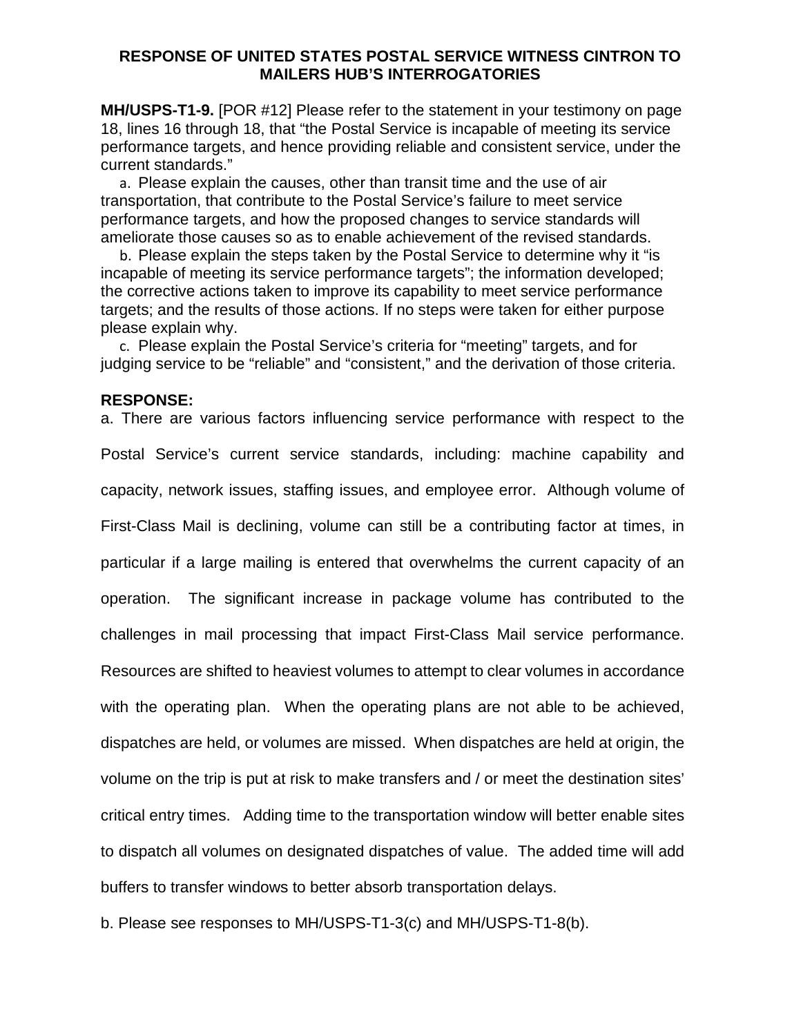**RESPONSE OF UNITED STATES POSTAL SERVICE WITNESS CINTRON TO MAILERS HUB'S INTERROGATORIES**

**MH/USPS-T1-9.** [POR #12] Please refer to the statement in your testimony on page 18, lines 16 through 18, that "the Postal Service is incapable of meeting its service performance targets, and hence providing reliable and consistent service, under the current standards."

a. Please explain the causes, other than transit time and the use of air transportation, that contribute to the Postal Service's failure to meet service performance targets, and how the proposed changes to service standards will ameliorate those causes so as to enable achievement of the revised standards.

b. Please explain the steps taken by the Postal Service to determine why it "is incapable of meeting its service performance targets"; the information developed; the corrective actions taken to improve its capability to meet service performance targets; and the results of those actions. If no steps were taken for either purpose please explain why.

c. Please explain the Postal Service's criteria for "meeting" targets, and for judging service to be "reliable" and "consistent," and the derivation of those criteria.

**RESPONSE:**

a. There are various factors influencing service performance with respect to the Postal Service's current service standards, including: machine capability and capacity, network issues, staffing issues, and employee error. Although volume of First-Class Mail is declining, volume can still be a contributing factor at times, in particular if a large mailing is entered that overwhelms the current capacity of an operation. The significant increase in package volume has contributed to the challenges in mail processing that impact First-Class Mail service performance. Resources are shifted to heaviest volumes to attempt to clear volumes in accordance with the operating plan. When the operating plans are not able to be achieved, dispatches are held, or volumes are missed. When dispatches are held at origin, the volume on the trip is put at risk to make transfers and / or meet the destination sites' critical entry times. Adding time to the transportation window will better enable sites to dispatch all volumes on designated dispatches of value. The added time will add buffers to transfer windows to better absorb transportation delays.

b. Please see responses to MH/USPS-T1-3(c) and MH/USPS-T1-8(b).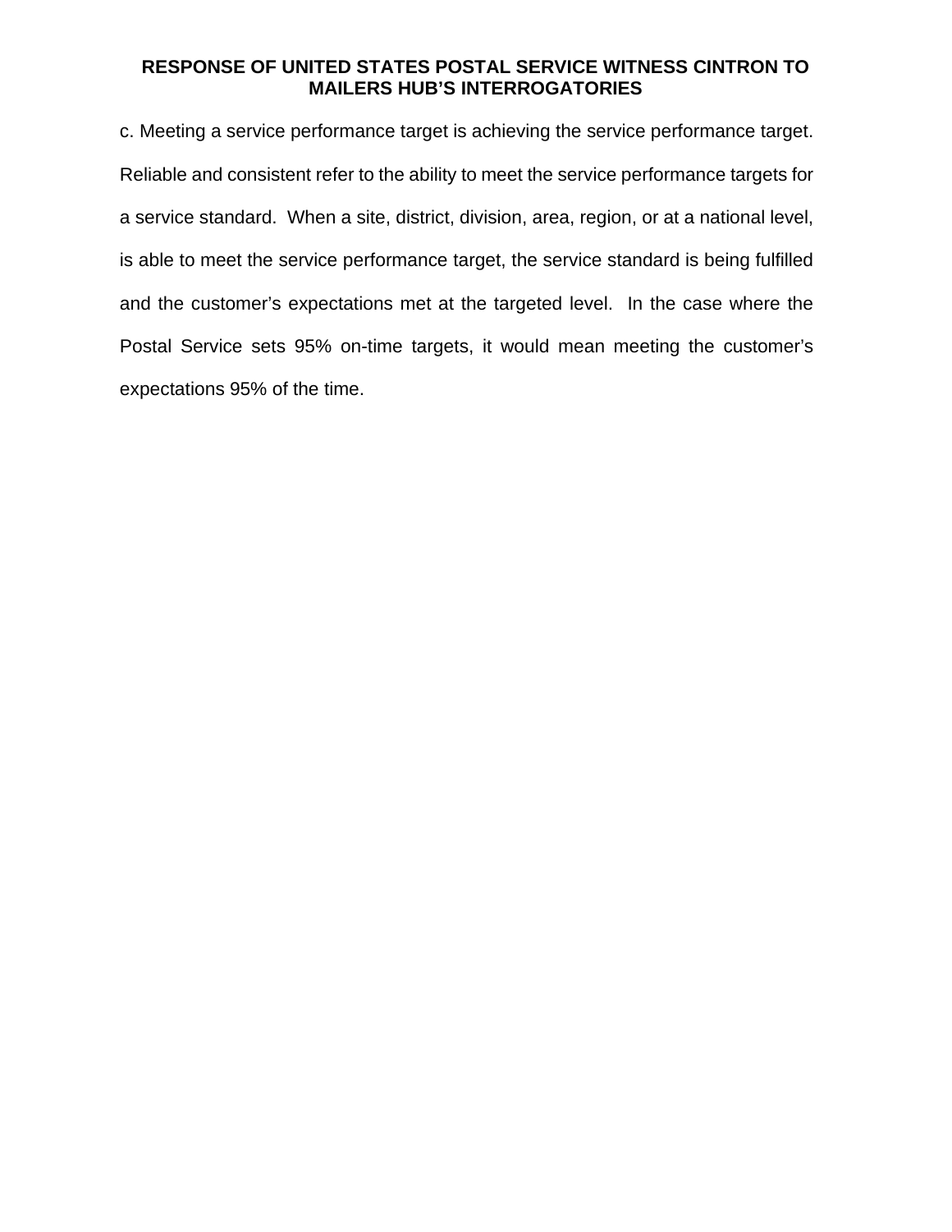c. Meeting a service performance target is achieving the service performance target. Reliable and consistent refer to the ability to meet the service performance targets for a service standard. When a site, district, division, area, region, or at a national level, is able to meet the service performance target, the service standard is being fulfilled and the customer's expectations met at the targeted level. In the case where the Postal Service sets 95% on-time targets, it would mean meeting the customer's expectations 95% of the time.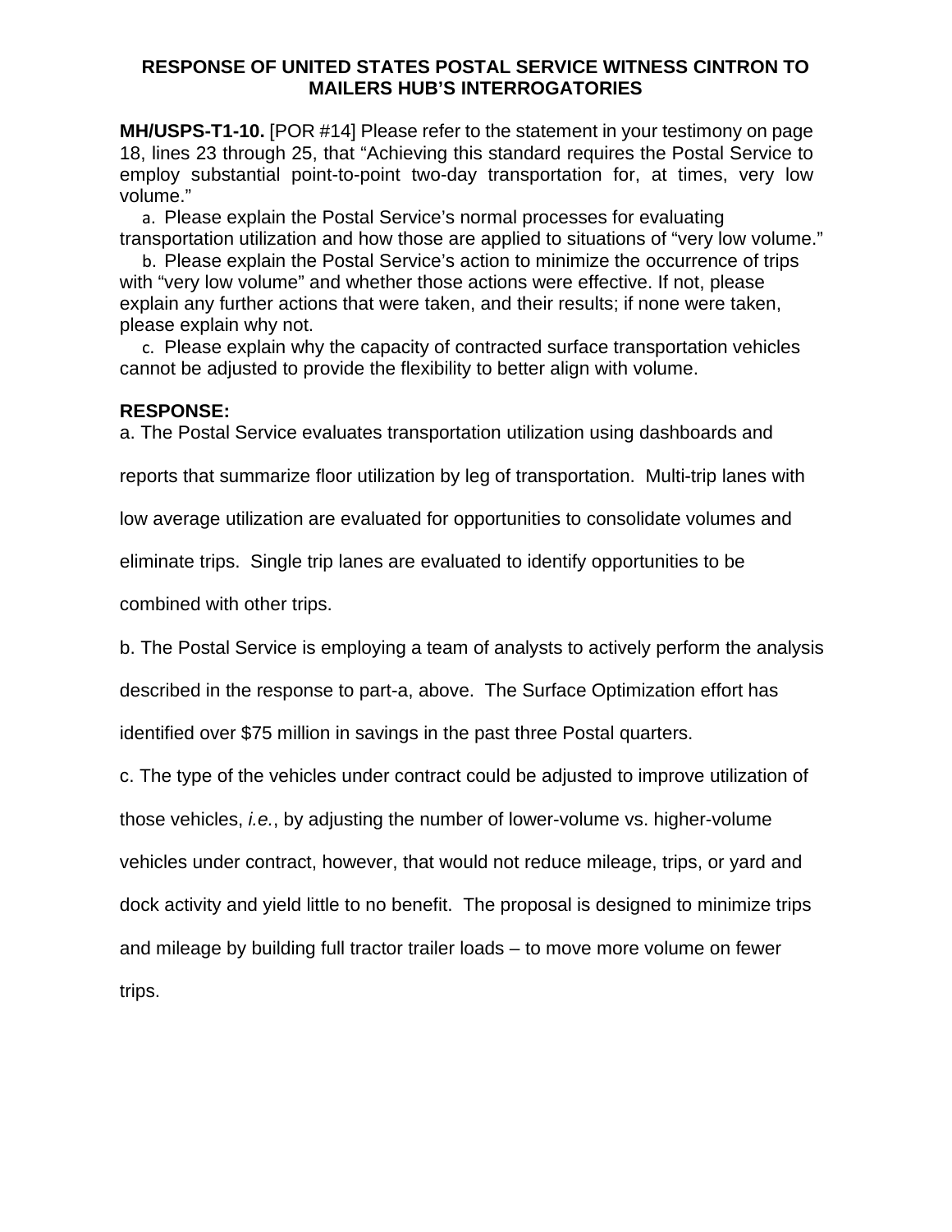**RESPONSE OF UNITED STATES POSTAL SERVICE WITNESS CINTRON TO MAILERS HUB'S INTERROGATORIES**

**MH/USPS-T1-10.** [POR #14] Please refer to the statement in your testimony on page 18, lines 23 through 25, that "Achieving this standard requires the Postal Service to employ substantial point-to-point two-day transportation for, at times, very low volume."

a. Please explain the Postal Service's normal processes for evaluating transportation utilization and how those are applied to situations of "very low volume."

b. Please explain the Postal Service's action to minimize the occurrence of trips with "very low volume" and whether those actions were effective. If not, please explain any further actions that were taken, and their results; if none were taken, please explain why not.

c. Please explain why the capacity of contracted surface transportation vehicles cannot be adjusted to provide the flexibility to better align with volume.

**RESPONSE:**

a. The Postal Service evaluates transportation utilization using dashboards and reports that summarize floor utilization by leg of transportation. Multi-trip lanes with low average utilization are evaluated for opportunities to consolidate volumes and eliminate trips. Single trip lanes are evaluated to identify opportunities to be combined with other trips.

b. The Postal Service is employing a team of analysts to actively perform the analysis described in the response to part-a, above. The Surface Optimization effort has identified over $75 million in savings in the past three Postal quarters.

c. The type of the vehicles under contract could be adjusted to improve utilization of those vehicles, *i.e.*, by adjusting the number of lower-volume vs. higher-volume vehicles under contract, however, that would not reduce mileage, trips, or yard and dock activity and yield little to no benefit. The proposal is designed to minimize trips and mileage by building full tractor trailer loads – to move more volume on fewer trips.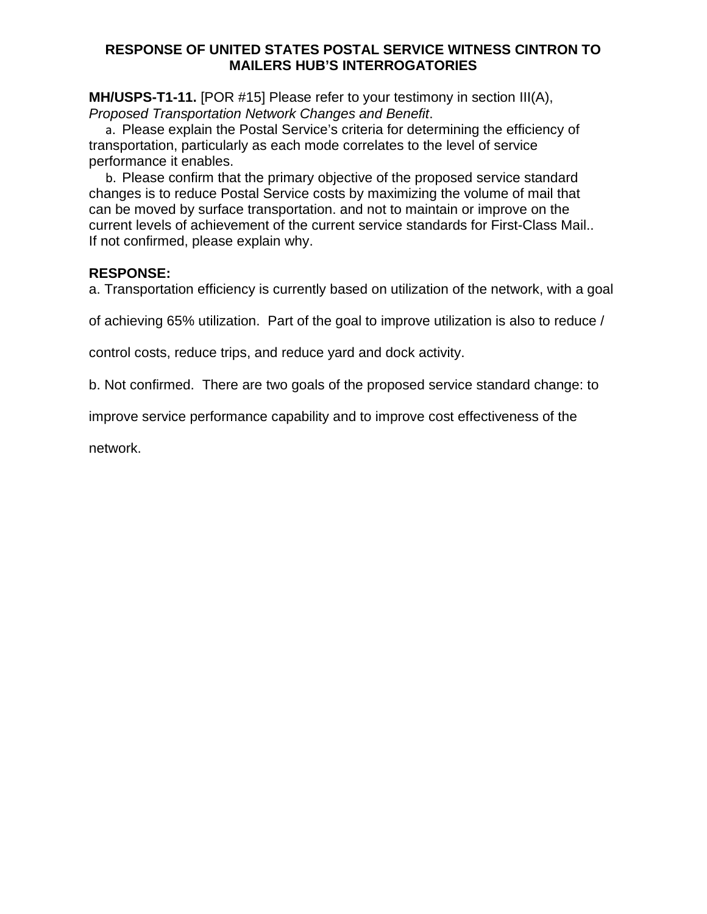**RESPONSE OF UNITED STATES POSTAL SERVICE WITNESS CINTRON TO MAILERS HUB'S INTERROGATORIES**

**MH/USPS-T1-11.** [POR #15] Please refer to your testimony in section III(A), *Proposed Transportation Network Changes and Benefit*.

a. Please explain the Postal Service's criteria for determining the efficiency of transportation, particularly as each mode correlates to the level of service performance it enables.

b. Please confirm that the primary objective of the proposed service standard changes is to reduce Postal Service costs by maximizing the volume of mail that can be moved by surface transportation. and not to maintain or improve on the current levels of achievement of the current service standards for First-Class Mail.. If not confirmed, please explain why.

**RESPONSE:**

a. Transportation efficiency is currently based on utilization of the network, with a goal of achieving 65% utilization. Part of the goal to improve utilization is also to reduce / control costs, reduce trips, and reduce yard and dock activity.

b. Not confirmed. There are two goals of the proposed service standard change: to improve service performance capability and to improve cost effectiveness of the network.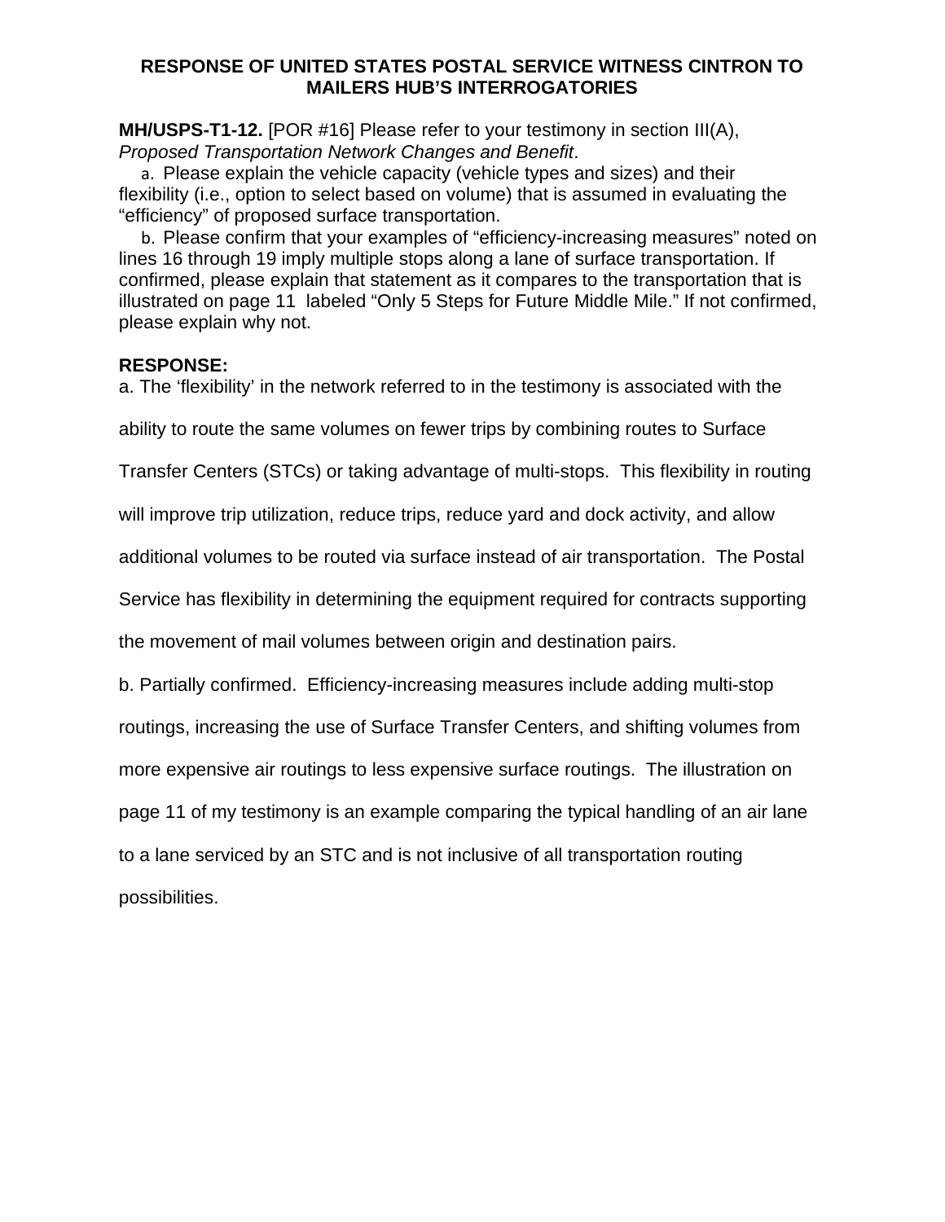**RESPONSE OF UNITED STATES POSTAL SERVICE WITNESS CINTRON TO MAILERS HUB'S INTERROGATORIES**

**MH/USPS-T1-12.** [POR #16] Please refer to your testimony in section III(A), *Proposed Transportation Network Changes and Benefit*.

a. Please explain the vehicle capacity (vehicle types and sizes) and their flexibility (i.e., option to select based on volume) that is assumed in evaluating the "efficiency" of proposed surface transportation.

b. Please confirm that your examples of "efficiency-increasing measures" noted on lines 16 through 19 imply multiple stops along a lane of surface transportation. If confirmed, please explain that statement as it compares to the transportation that is illustrated on page 11 labeled "Only 5 Steps for Future Middle Mile." If not confirmed, please explain why not.

**RESPONSE:**

a. The 'flexibility' in the network referred to in the testimony is associated with the ability to route the same volumes on fewer trips by combining routes to Surface Transfer Centers (STCs) or taking advantage of multi-stops. This flexibility in routing will improve trip utilization, reduce trips, reduce yard and dock activity, and allow additional volumes to be routed via surface instead of air transportation. The Postal Service has flexibility in determining the equipment required for contracts supporting the movement of mail volumes between origin and destination pairs.

b. Partially confirmed. Efficiency-increasing measures include adding multi-stop routings, increasing the use of Surface Transfer Centers, and shifting volumes from more expensive air routings to less expensive surface routings. The illustration on page 11 of my testimony is an example comparing the typical handling of an air lane to a lane serviced by an STC and is not inclusive of all transportation routing possibilities.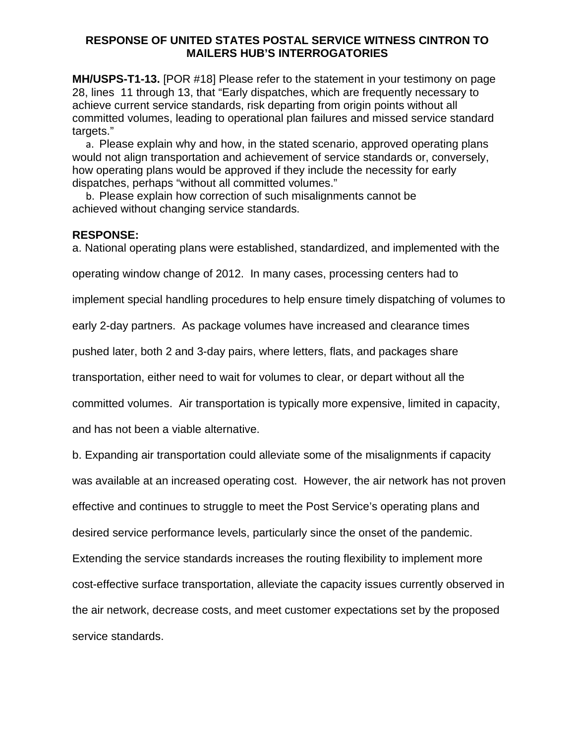**RESPONSE OF UNITED STATES POSTAL SERVICE WITNESS CINTRON TO MAILERS HUB'S INTERROGATORIES**

**MH/USPS-T1-13.** [POR #18] Please refer to the statement in your testimony on page 28, lines 11 through 13, that "Early dispatches, which are frequently necessary to achieve current service standards, risk departing from origin points without all committed volumes, leading to operational plan failures and missed service standard targets."

a. Please explain why and how, in the stated scenario, approved operating plans would not align transportation and achievement of service standards or, conversely, how operating plans would be approved if they include the necessity for early dispatches, perhaps "without all committed volumes."

b. Please explain how correction of such misalignments cannot be achieved without changing service standards.

**RESPONSE:**

a. National operating plans were established, standardized, and implemented with the operating window change of 2012. In many cases, processing centers had to implement special handling procedures to help ensure timely dispatching of volumes to early 2-day partners. As package volumes have increased and clearance times pushed later, both 2 and 3-day pairs, where letters, flats, and packages share transportation, either need to wait for volumes to clear, or depart without all the committed volumes. Air transportation is typically more expensive, limited in capacity, and has not been a viable alternative.

b. Expanding air transportation could alleviate some of the misalignments if capacity was available at an increased operating cost. However, the air network has not proven effective and continues to struggle to meet the Post Service's operating plans and desired service performance levels, particularly since the onset of the pandemic. Extending the service standards increases the routing flexibility to implement more cost-effective surface transportation, alleviate the capacity issues currently observed in the air network, decrease costs, and meet customer expectations set by the proposed service standards.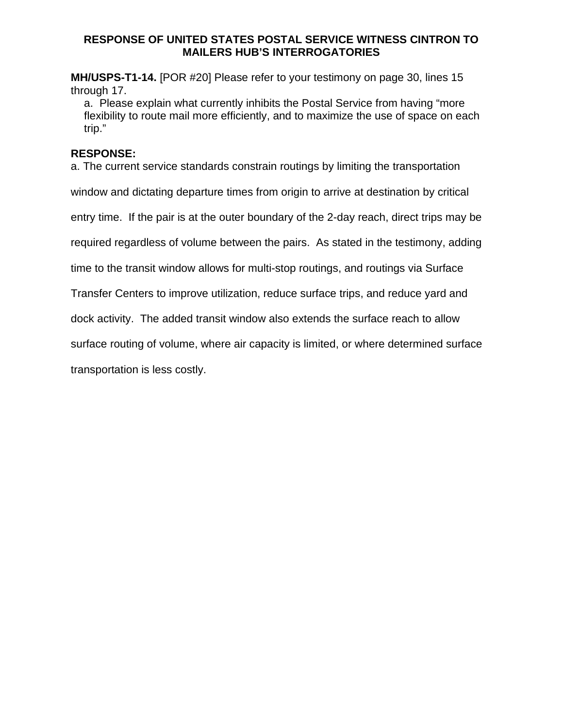**RESPONSE OF UNITED STATES POSTAL SERVICE WITNESS CINTRON TO MAILERS HUB'S INTERROGATORIES**

**MH/USPS-T1-14.** [POR #20] Please refer to your testimony on page 30, lines 15 through 17.

a. Please explain what currently inhibits the Postal Service from having "more flexibility to route mail more efficiently, and to maximize the use of space on each trip."

**RESPONSE:**

a. The current service standards constrain routings by limiting the transportation window and dictating departure times from origin to arrive at destination by critical entry time. If the pair is at the outer boundary of the 2-day reach, direct trips may be required regardless of volume between the pairs. As stated in the testimony, adding time to the transit window allows for multi-stop routings, and routings via Surface Transfer Centers to improve utilization, reduce surface trips, and reduce yard and dock activity. The added transit window also extends the surface reach to allow surface routing of volume, where air capacity is limited, or where determined surface transportation is less costly.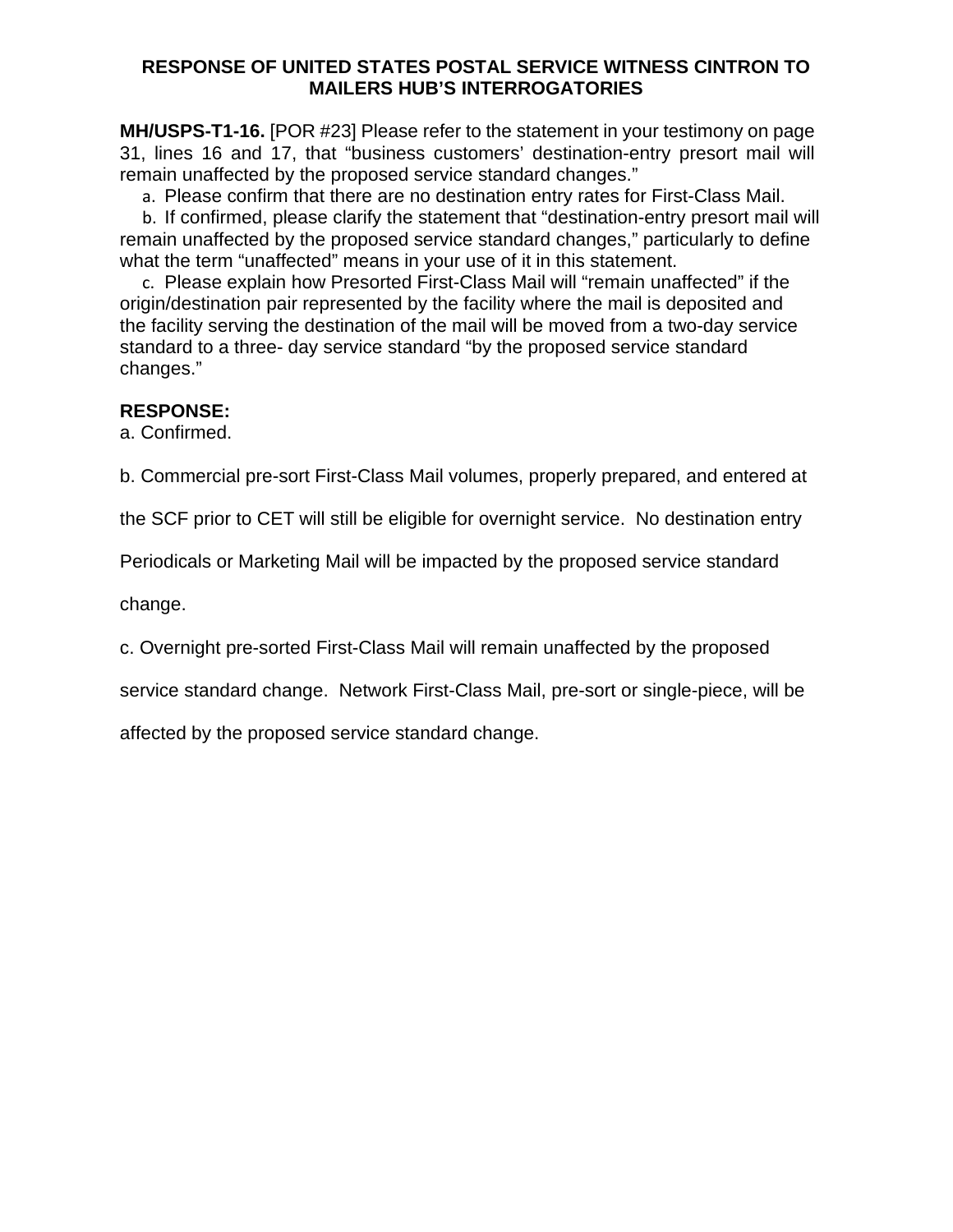**RESPONSE OF UNITED STATES POSTAL SERVICE WITNESS CINTRON TO MAILERS HUB'S INTERROGATORIES**

**MH/USPS-T1-16.** [POR #23] Please refer to the statement in your testimony on page 31, lines 16 and 17, that "business customers' destination-entry presort mail will remain unaffected by the proposed service standard changes."

a. Please confirm that there are no destination entry rates for First-Class Mail.

b. If confirmed, please clarify the statement that "destination-entry presort mail will remain unaffected by the proposed service standard changes," particularly to define what the term "unaffected" means in your use of it in this statement.

c. Please explain how Presorted First-Class Mail will "remain unaffected" if the origin/destination pair represented by the facility where the mail is deposited and the facility serving the destination of the mail will be moved from a two-day service standard to a three- day service standard "by the proposed service standard changes."

**RESPONSE:**

a. Confirmed.

b. Commercial pre-sort First-Class Mail volumes, properly prepared, and entered at the SCF prior to CET will still be eligible for overnight service. No destination entry Periodicals or Marketing Mail will be impacted by the proposed service standard change.

c. Overnight pre-sorted First-Class Mail will remain unaffected by the proposed service standard change. Network First-Class Mail, pre-sort or single-piece, will be affected by the proposed service standard change.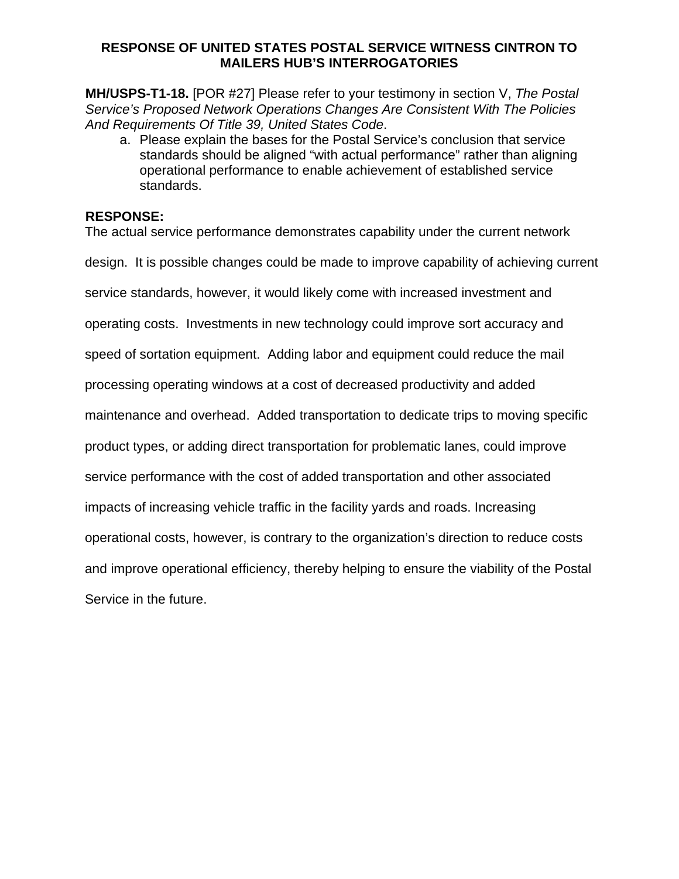**RESPONSE OF UNITED STATES POSTAL SERVICE WITNESS CINTRON TO MAILERS HUB'S INTERROGATORIES**

**MH/USPS-T1-18.** [POR #27] Please refer to your testimony in section V, *The Postal Service's Proposed Network Operations Changes Are Consistent With The Policies And Requirements Of Title 39, United States Code*.

a. Please explain the bases for the Postal Service's conclusion that service standards should be aligned "with actual performance" rather than aligning operational performance to enable achievement of established service standards.

**RESPONSE:**

The actual service performance demonstrates capability under the current network design. It is possible changes could be made to improve capability of achieving current service standards, however, it would likely come with increased investment and operating costs. Investments in new technology could improve sort accuracy and speed of sortation equipment. Adding labor and equipment could reduce the mail processing operating windows at a cost of decreased productivity and added maintenance and overhead. Added transportation to dedicate trips to moving specific product types, or adding direct transportation for problematic lanes, could improve service performance with the cost of added transportation and other associated impacts of increasing vehicle traffic in the facility yards and roads. Increasing operational costs, however, is contrary to the organization's direction to reduce costs and improve operational efficiency, thereby helping to ensure the viability of the Postal Service in the future.